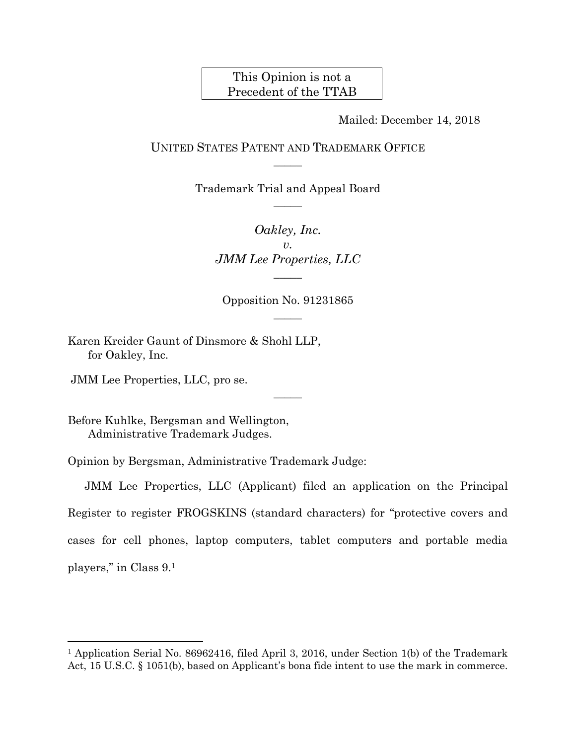This Opinion is not a Precedent of the TTAB

Mailed: December 14, 2018

UNITED STATES PATENT AND TRADEMARK OFFICE

_____

Trademark Trial and Appeal Board

_____

*Oakley, Inc.*
*v.*
*JMM Lee Properties, LLC*

_____

Opposition No. 91231865

_____

Karen Kreider Gaunt of Dinsmore & Shohl LLP,
for Oakley, Inc.

JMM Lee Properties, LLC, pro se.

_____

Before Kuhlke, Bergsman and Wellington,
Administrative Trademark Judges.

Opinion by Bergsman, Administrative Trademark Judge:

JMM Lee Properties, LLC (Applicant) filed an application on the Principal Register to register FROGSKINS (standard characters) for "protective covers and cases for cell phones, laptop computers, tablet computers and portable media players," in Class 9.[1]

---

[1] Application Serial No. 86962416, filed April 3, 2016, under Section 1(b) of the Trademark Act, 15 U.S.C. § 1051(b), based on Applicant's bona fide intent to use the mark in commerce.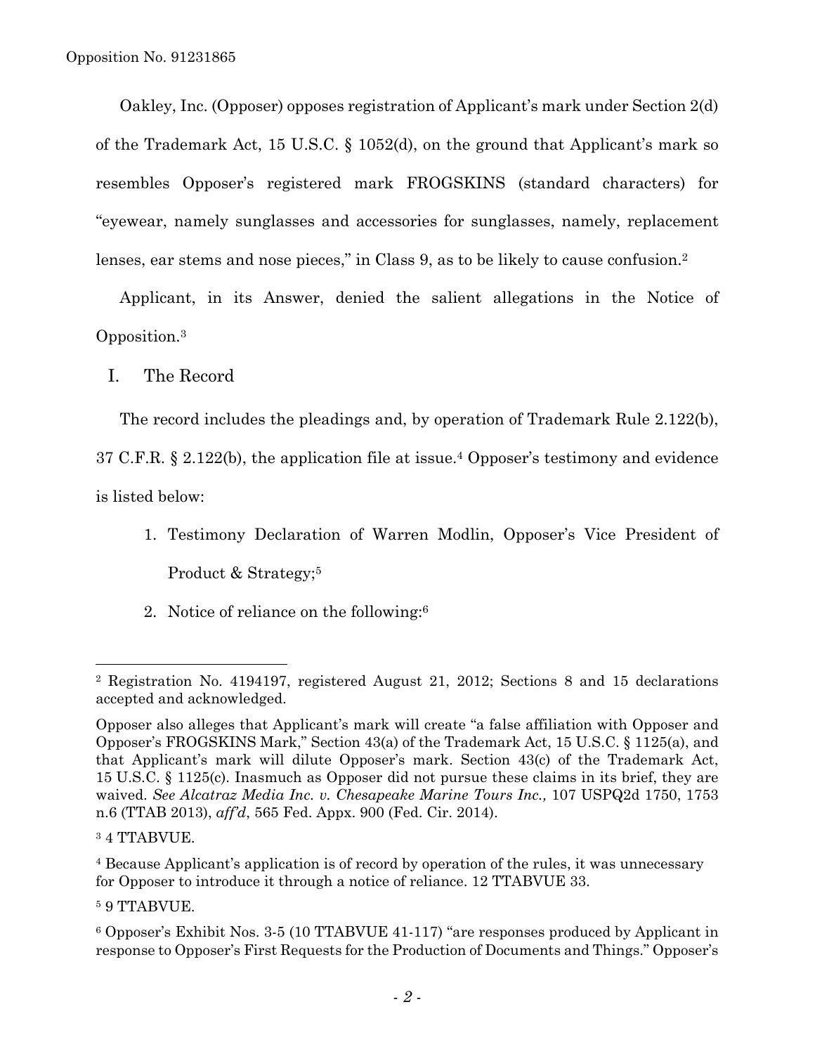Oakley, Inc. (Opposer) opposes registration of Applicant's mark under Section 2(d) of the Trademark Act, 15 U.S.C. § 1052(d), on the ground that Applicant's mark so resembles Opposer's registered mark FROGSKINS (standard characters) for "eyewear, namely sunglasses and accessories for sunglasses, namely, replacement lenses, ear stems and nose pieces," in Class 9, as to be likely to cause confusion.[2]

Applicant, in its Answer, denied the salient allegations in the Notice of Opposition.[3]

## I. The Record

The record includes the pleadings and, by operation of Trademark Rule 2.122(b), 37 C.F.R. § 2.122(b), the application file at issue.[4] Opposer's testimony and evidence is listed below:

1. Testimony Declaration of Warren Modlin, Opposer's Vice President of Product & Strategy;[5]
2. Notice of reliance on the following:[6]

---

[2] Registration No. 4194197, registered August 21, 2012; Sections 8 and 15 declarations accepted and acknowledged.

Opposer also alleges that Applicant's mark will create "a false affiliation with Opposer and Opposer's FROGSKINS Mark," Section 43(a) of the Trademark Act, 15 U.S.C. § 1125(a), and that Applicant's mark will dilute Opposer's mark. Section 43(c) of the Trademark Act, 15 U.S.C. § 1125(c). Inasmuch as Opposer did not pursue these claims in its brief, they are waived. *See Alcatraz Media Inc. v. Chesapeake Marine Tours Inc.,* 107 USPQ2d 1750, 1753 n.6 (TTAB 2013), *aff'd*, 565 Fed. Appx. 900 (Fed. Cir. 2014).

[3] 4 TTABVUE.

[4] Because Applicant's application is of record by operation of the rules, it was unnecessary for Opposer to introduce it through a notice of reliance. 12 TTABVUE 33.

[5] 9 TTABVUE.

[6] Opposer's Exhibit Nos. 3-5 (10 TTABVUE 41-117) "are responses produced by Applicant in response to Opposer's First Requests for the Production of Documents and Things." Opposer's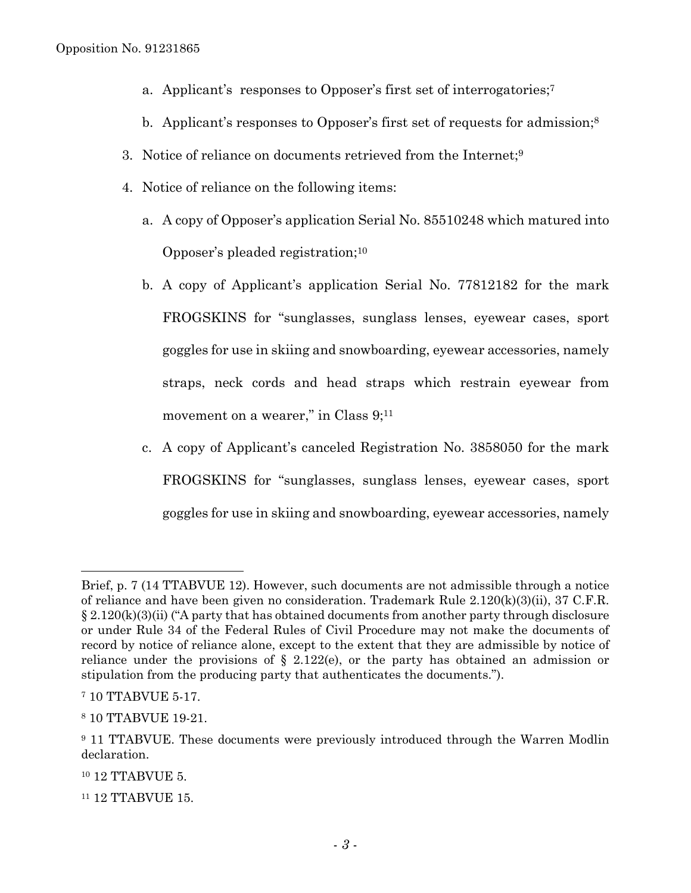a. Applicant's responses to Opposer's first set of interrogatories;[7]

   b. Applicant's responses to Opposer's first set of requests for admission;[8]

3. Notice of reliance on documents retrieved from the Internet;[9]

4. Notice of reliance on the following items:

   a. A copy of Opposer's application Serial No. 85510248 which matured into Opposer's pleaded registration;[10]

   b. A copy of Applicant's application Serial No. 77812182 for the mark FROGSKINS for "sunglasses, sunglass lenses, eyewear cases, sport goggles for use in skiing and snowboarding, eyewear accessories, namely straps, neck cords and head straps which restrain eyewear from movement on a wearer," in Class 9;[11]

   c. A copy of Applicant's canceled Registration No. 3858050 for the mark FROGSKINS for "sunglasses, sunglass lenses, eyewear cases, sport goggles for use in skiing and snowboarding, eyewear accessories, namely

---

Brief, p. 7 (14 TTABVUE 12). However, such documents are not admissible through a notice of reliance and have been given no consideration. Trademark Rule 2.120(k)(3)(ii), 37 C.F.R. § 2.120(k)(3)(ii) ("A party that has obtained documents from another party through disclosure or under Rule 34 of the Federal Rules of Civil Procedure may not make the documents of record by notice of reliance alone, except to the extent that they are admissible by notice of reliance under the provisions of § 2.122(e), or the party has obtained an admission or stipulation from the producing party that authenticates the documents.").

[7] 10 TTABVUE 5-17.

[8] 10 TTABVUE 19-21.

[9] 11 TTABVUE. These documents were previously introduced through the Warren Modlin declaration.

[10] 12 TTABVUE 5.

[11] 12 TTABVUE 15.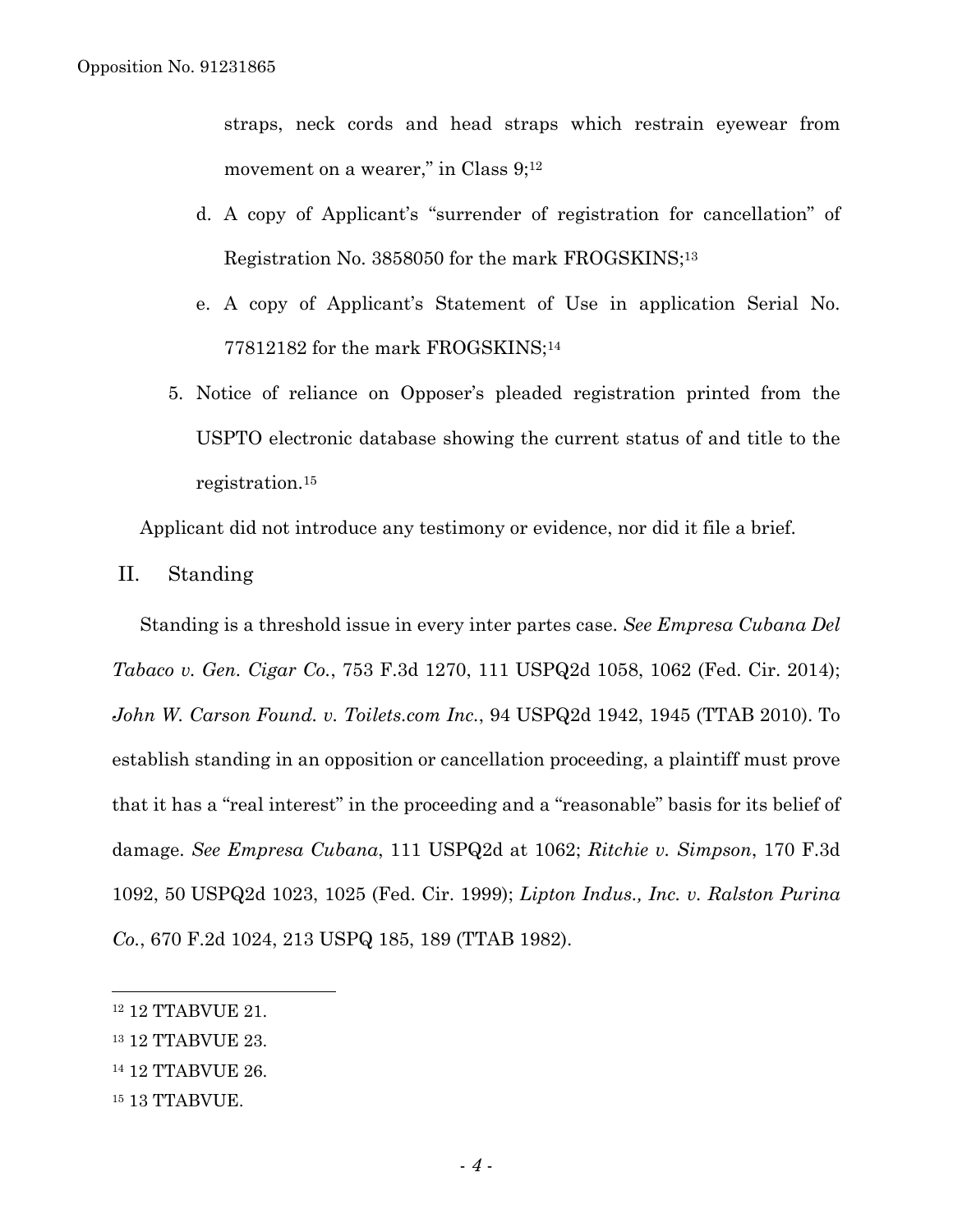straps, neck cords and head straps which restrain eyewear from movement on a wearer," in Class 9;[12]

d. A copy of Applicant's "surrender of registration for cancellation" of Registration No. 3858050 for the mark FROGSKINS;[13]

e. A copy of Applicant's Statement of Use in application Serial No. 77812182 for the mark FROGSKINS;[14]

5. Notice of reliance on Opposer's pleaded registration printed from the USPTO electronic database showing the current status of and title to the registration.[15]

Applicant did not introduce any testimony or evidence, nor did it file a brief.

## II. Standing

Standing is a threshold issue in every inter partes case. *See Empresa Cubana Del Tabaco v. Gen. Cigar Co.*, 753 F.3d 1270, 111 USPQ2d 1058, 1062 (Fed. Cir. 2014); *John W. Carson Found. v. Toilets.com Inc.*, 94 USPQ2d 1942, 1945 (TTAB 2010). To establish standing in an opposition or cancellation proceeding, a plaintiff must prove that it has a "real interest" in the proceeding and a "reasonable" basis for its belief of damage. *See Empresa Cubana*, 111 USPQ2d at 1062; *Ritchie v. Simpson*, 170 F.3d 1092, 50 USPQ2d 1023, 1025 (Fed. Cir. 1999); *Lipton Indus., Inc. v. Ralston Purina Co.*, 670 F.2d 1024, 213 USPQ 185, 189 (TTAB 1982).

---

[12] 12 TTABVUE 21.

[13] 12 TTABVUE 23.

[14] 12 TTABVUE 26.

[15] 13 TTABVUE.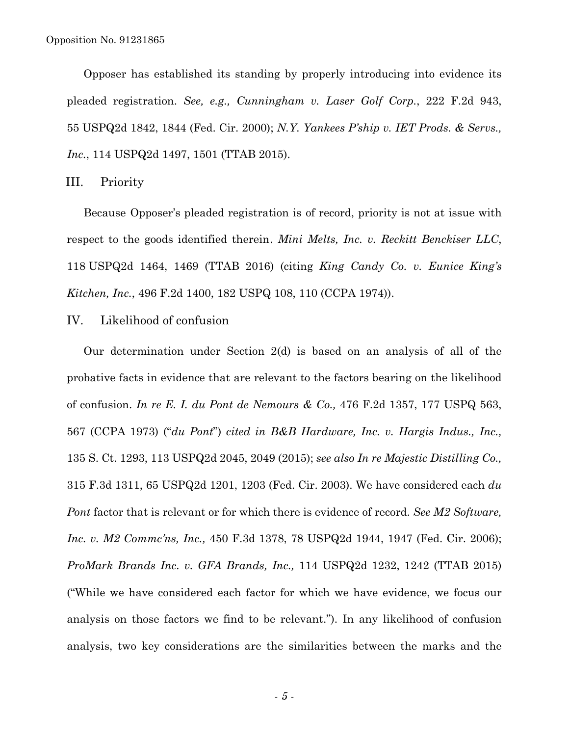Opposer has established its standing by properly introducing into evidence its pleaded registration. *See, e.g., Cunningham v. Laser Golf Corp.*, 222 F.2d 943, 55 USPQ2d 1842, 1844 (Fed. Cir. 2000); *N.Y. Yankees P'ship v. IET Prods. & Servs., Inc.*, 114 USPQ2d 1497, 1501 (TTAB 2015).

## III. Priority

Because Opposer's pleaded registration is of record, priority is not at issue with respect to the goods identified therein. *Mini Melts, Inc. v. Reckitt Benckiser LLC*, 118 USPQ2d 1464, 1469 (TTAB 2016) (citing *King Candy Co. v. Eunice King's Kitchen, Inc.*, 496 F.2d 1400, 182 USPQ 108, 110 (CCPA 1974)).

## IV. Likelihood of confusion

Our determination under Section 2(d) is based on an analysis of all of the probative facts in evidence that are relevant to the factors bearing on the likelihood of confusion. *In re E. I. du Pont de Nemours & Co.,* 476 F.2d 1357, 177 USPQ 563, 567 (CCPA 1973) ("*du Pont*") *cited in B&B Hardware, Inc. v. Hargis Indus., Inc.,* 135 S. Ct. 1293, 113 USPQ2d 2045, 2049 (2015); *see also In re Majestic Distilling Co.,* 315 F.3d 1311, 65 USPQ2d 1201, 1203 (Fed. Cir. 2003). We have considered each *du Pont* factor that is relevant or for which there is evidence of record. *See M2 Software, Inc. v. M2 Commc'ns, Inc.,* 450 F.3d 1378, 78 USPQ2d 1944, 1947 (Fed. Cir. 2006); *ProMark Brands Inc. v. GFA Brands, Inc.,* 114 USPQ2d 1232, 1242 (TTAB 2015) ("While we have considered each factor for which we have evidence, we focus our analysis on those factors we find to be relevant."). In any likelihood of confusion analysis, two key considerations are the similarities between the marks and the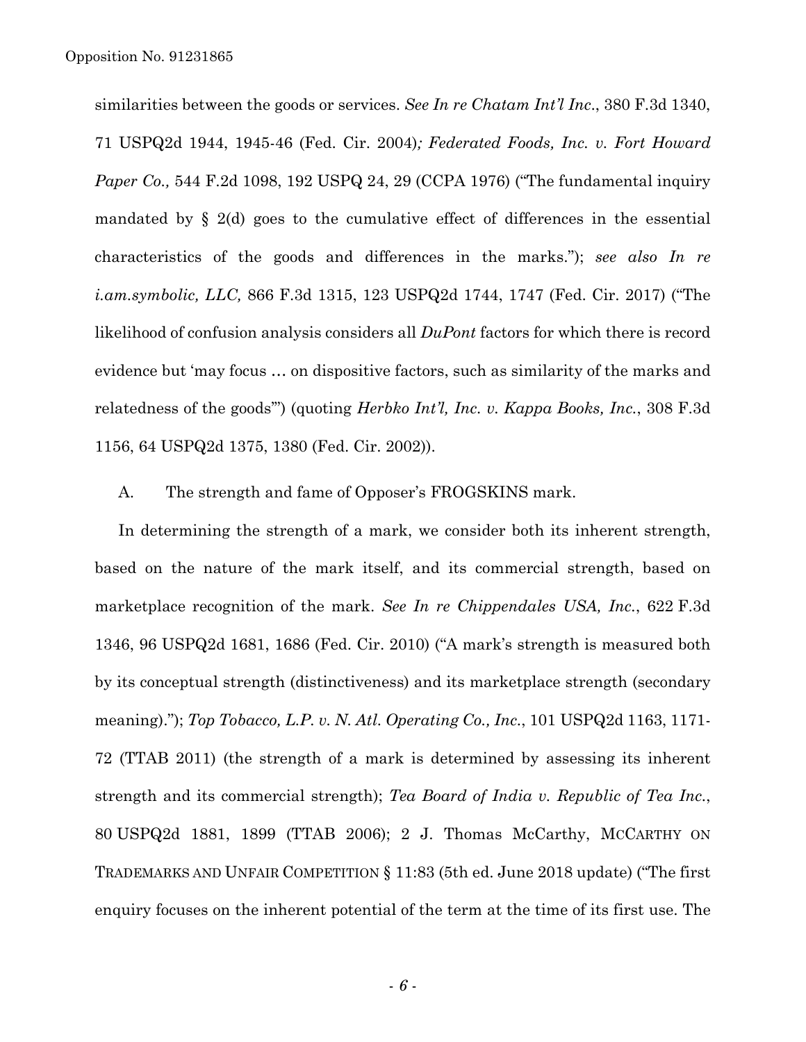similarities between the goods or services. *See In re Chatam Int'l Inc.*, 380 F.3d 1340, 71 USPQ2d 1944, 1945-46 (Fed. Cir. 2004)*; Federated Foods, Inc. v. Fort Howard Paper Co.,* 544 F.2d 1098, 192 USPQ 24, 29 (CCPA 1976) ("The fundamental inquiry mandated by § 2(d) goes to the cumulative effect of differences in the essential characteristics of the goods and differences in the marks."); *see also In re i.am.symbolic, LLC,* 866 F.3d 1315, 123 USPQ2d 1744, 1747 (Fed. Cir. 2017) ("The likelihood of confusion analysis considers all *DuPont* factors for which there is record evidence but 'may focus … on dispositive factors, such as similarity of the marks and relatedness of the goods'") (quoting *Herbko Int'l, Inc. v. Kappa Books, Inc.*, 308 F.3d 1156, 64 USPQ2d 1375, 1380 (Fed. Cir. 2002)).

A. The strength and fame of Opposer's FROGSKINS mark.

In determining the strength of a mark, we consider both its inherent strength, based on the nature of the mark itself, and its commercial strength, based on marketplace recognition of the mark. *See In re Chippendales USA, Inc.*, 622 F.3d 1346, 96 USPQ2d 1681, 1686 (Fed. Cir. 2010) ("A mark's strength is measured both by its conceptual strength (distinctiveness) and its marketplace strength (secondary meaning)."); *Top Tobacco, L.P. v. N. Atl. Operating Co., Inc.*, 101 USPQ2d 1163, 1171-72 (TTAB 2011) (the strength of a mark is determined by assessing its inherent strength and its commercial strength); *Tea Board of India v. Republic of Tea Inc.*, 80 USPQ2d 1881, 1899 (TTAB 2006); 2 J. Thomas McCarthy, MCCARTHY ON TRADEMARKS AND UNFAIR COMPETITION § 11:83 (5th ed. June 2018 update) ("The first enquiry focuses on the inherent potential of the term at the time of its first use. The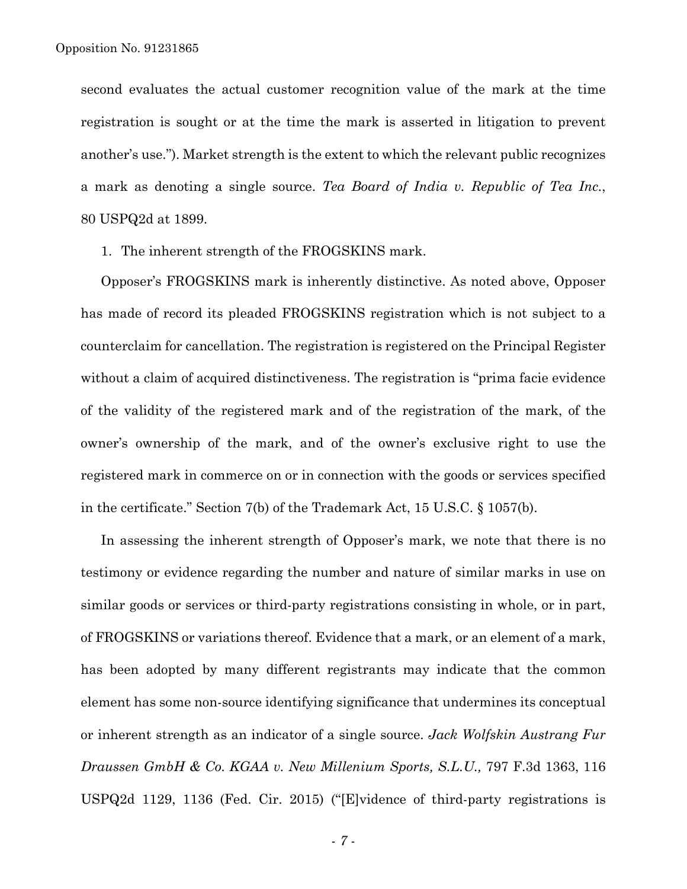second evaluates the actual customer recognition value of the mark at the time registration is sought or at the time the mark is asserted in litigation to prevent another's use."). Market strength is the extent to which the relevant public recognizes a mark as denoting a single source. *Tea Board of India v. Republic of Tea Inc.*, 80 USPQ2d at 1899.

1. The inherent strength of the FROGSKINS mark.

Opposer's FROGSKINS mark is inherently distinctive. As noted above, Opposer has made of record its pleaded FROGSKINS registration which is not subject to a counterclaim for cancellation. The registration is registered on the Principal Register without a claim of acquired distinctiveness. The registration is "prima facie evidence of the validity of the registered mark and of the registration of the mark, of the owner's ownership of the mark, and of the owner's exclusive right to use the registered mark in commerce on or in connection with the goods or services specified in the certificate." Section 7(b) of the Trademark Act, 15 U.S.C. § 1057(b).

In assessing the inherent strength of Opposer's mark, we note that there is no testimony or evidence regarding the number and nature of similar marks in use on similar goods or services or third-party registrations consisting in whole, or in part, of FROGSKINS or variations thereof. Evidence that a mark, or an element of a mark, has been adopted by many different registrants may indicate that the common element has some non-source identifying significance that undermines its conceptual or inherent strength as an indicator of a single source. *Jack Wolfskin Austrang Fur Draussen GmbH & Co. KGAA v. New Millenium Sports, S.L.U.,* 797 F.3d 1363, 116 USPQ2d 1129, 1136 (Fed. Cir. 2015) ("[E]vidence of third-party registrations is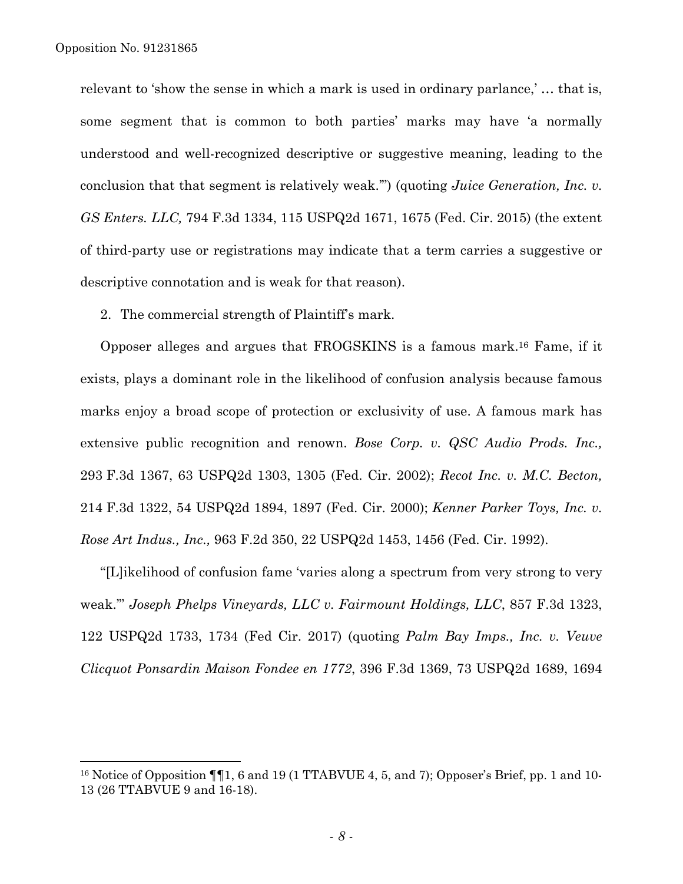relevant to 'show the sense in which a mark is used in ordinary parlance,' … that is, some segment that is common to both parties' marks may have 'a normally understood and well-recognized descriptive or suggestive meaning, leading to the conclusion that that segment is relatively weak.'") (quoting *Juice Generation, Inc. v. GS Enters. LLC,* 794 F.3d 1334, 115 USPQ2d 1671, 1675 (Fed. Cir. 2015) (the extent of third-party use or registrations may indicate that a term carries a suggestive or descriptive connotation and is weak for that reason).

2. The commercial strength of Plaintiff's mark.

Opposer alleges and argues that FROGSKINS is a famous mark.[16] Fame, if it exists, plays a dominant role in the likelihood of confusion analysis because famous marks enjoy a broad scope of protection or exclusivity of use. A famous mark has extensive public recognition and renown. *Bose Corp. v. QSC Audio Prods. Inc.,* 293 F.3d 1367, 63 USPQ2d 1303, 1305 (Fed. Cir. 2002); *Recot Inc. v. M.C. Becton,* 214 F.3d 1322, 54 USPQ2d 1894, 1897 (Fed. Cir. 2000); *Kenner Parker Toys, Inc. v. Rose Art Indus., Inc.,* 963 F.2d 350, 22 USPQ2d 1453, 1456 (Fed. Cir. 1992).

"[L]ikelihood of confusion fame 'varies along a spectrum from very strong to very weak.'" *Joseph Phelps Vineyards, LLC v. Fairmount Holdings, LLC*, 857 F.3d 1323, 122 USPQ2d 1733, 1734 (Fed Cir. 2017) (quoting *Palm Bay Imps., Inc. v. Veuve Clicquot Ponsardin Maison Fondee en 1772*, 396 F.3d 1369, 73 USPQ2d 1689, 1694

---

[16] Notice of Opposition ¶¶1, 6 and 19 (1 TTABVUE 4, 5, and 7); Opposer's Brief, pp. 1 and 10-13 (26 TTABVUE 9 and 16-18).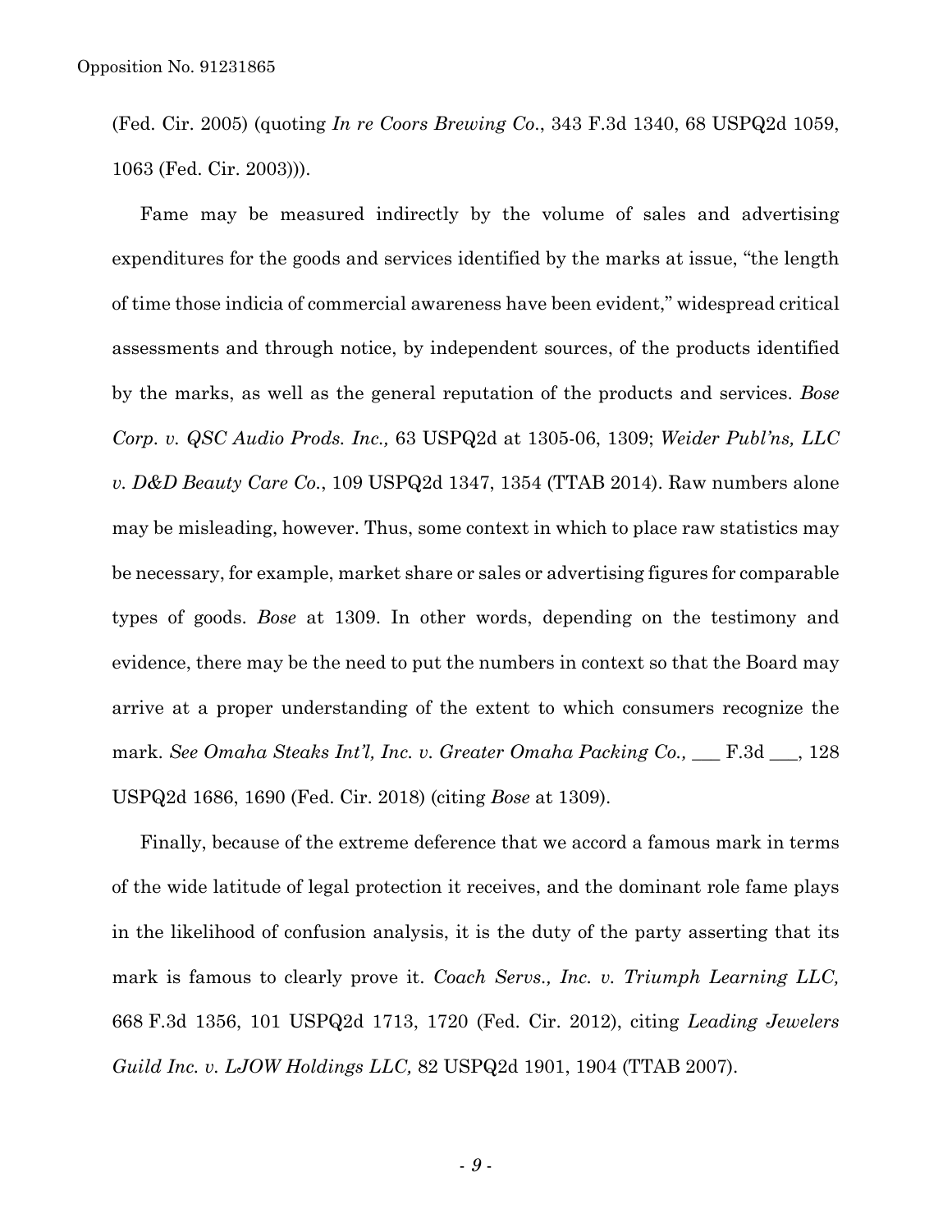(Fed. Cir. 2005) (quoting *In re Coors Brewing Co.*, 343 F.3d 1340, 68 USPQ2d 1059, 1063 (Fed. Cir. 2003))).

Fame may be measured indirectly by the volume of sales and advertising expenditures for the goods and services identified by the marks at issue, "the length of time those indicia of commercial awareness have been evident," widespread critical assessments and through notice, by independent sources, of the products identified by the marks, as well as the general reputation of the products and services. *Bose Corp. v. QSC Audio Prods. Inc.,* 63 USPQ2d at 1305-06, 1309; *Weider Publ'ns, LLC v. D&D Beauty Care Co.*, 109 USPQ2d 1347, 1354 (TTAB 2014). Raw numbers alone may be misleading, however. Thus, some context in which to place raw statistics may be necessary, for example, market share or sales or advertising figures for comparable types of goods. *Bose* at 1309. In other words, depending on the testimony and evidence, there may be the need to put the numbers in context so that the Board may arrive at a proper understanding of the extent to which consumers recognize the mark. *See Omaha Steaks Int'l, Inc. v. Greater Omaha Packing Co.,* ___ F.3d ___, 128 USPQ2d 1686, 1690 (Fed. Cir. 2018) (citing *Bose* at 1309).

Finally, because of the extreme deference that we accord a famous mark in terms of the wide latitude of legal protection it receives, and the dominant role fame plays in the likelihood of confusion analysis, it is the duty of the party asserting that its mark is famous to clearly prove it. *Coach Servs., Inc. v. Triumph Learning LLC,* 668 F.3d 1356, 101 USPQ2d 1713, 1720 (Fed. Cir. 2012), citing *Leading Jewelers Guild Inc. v. LJOW Holdings LLC,* 82 USPQ2d 1901, 1904 (TTAB 2007).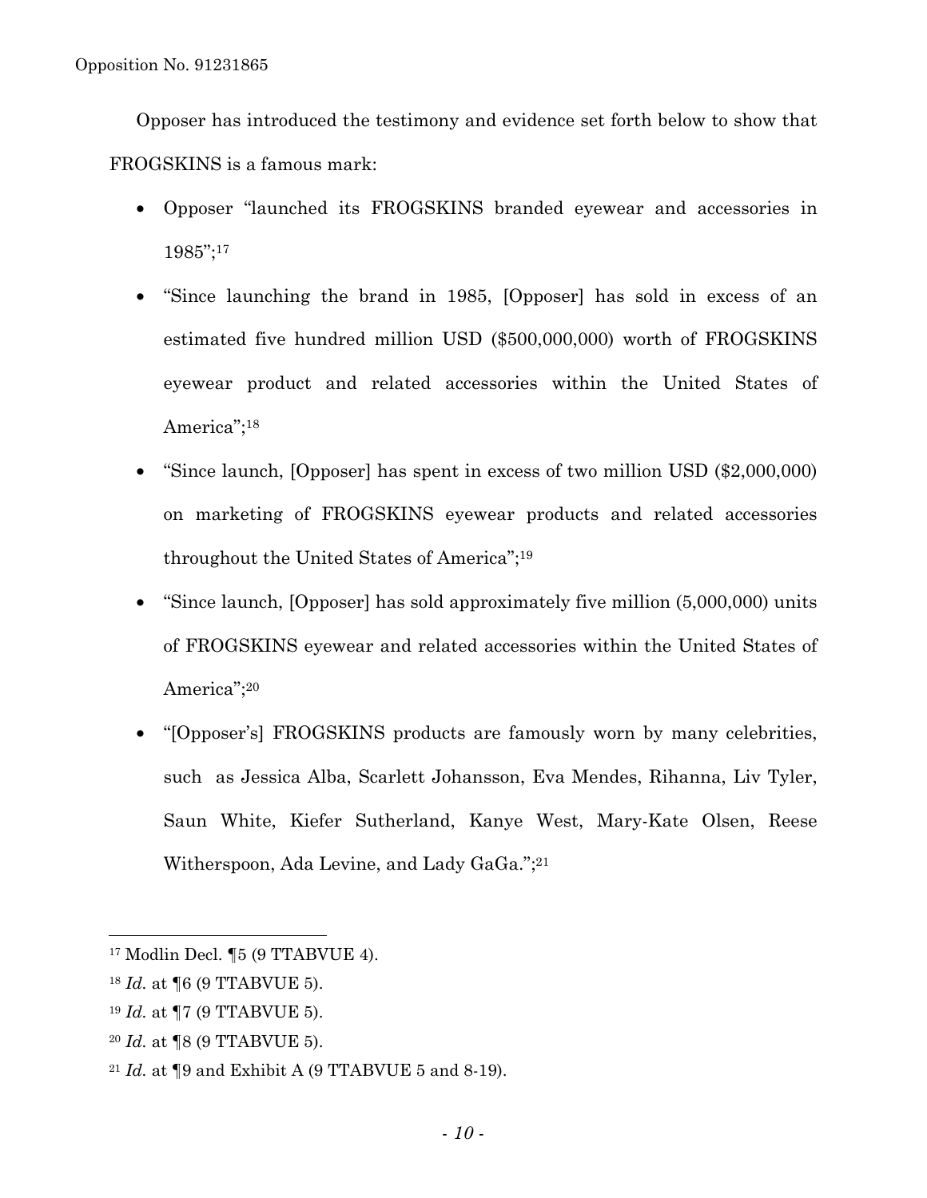Opposer has introduced the testimony and evidence set forth below to show that FROGSKINS is a famous mark:

- Opposer "launched its FROGSKINS branded eyewear and accessories in 1985";[17]
- "Since launching the brand in 1985, [Opposer] has sold in excess of an estimated five hundred million USD ($500,000,000) worth of FROGSKINS eyewear product and related accessories within the United States of America";[18]
- "Since launch, [Opposer] has spent in excess of two million USD ($2,000,000) on marketing of FROGSKINS eyewear products and related accessories throughout the United States of America";[19]
- "Since launch, [Opposer] has sold approximately five million (5,000,000) units of FROGSKINS eyewear and related accessories within the United States of America";[20]
- "[Opposer's] FROGSKINS products are famously worn by many celebrities, such as Jessica Alba, Scarlett Johansson, Eva Mendes, Rihanna, Liv Tyler, Saun White, Kiefer Sutherland, Kanye West, Mary-Kate Olsen, Reese Witherspoon, Ada Levine, and Lady GaGa.";[21]

---

[17] Modlin Decl. ¶5 (9 TTABVUE 4).

[18] *Id.* at ¶6 (9 TTABVUE 5).

[19] *Id.* at ¶7 (9 TTABVUE 5).

[20] *Id.* at ¶8 (9 TTABVUE 5).

[21] *Id.* at ¶9 and Exhibit A (9 TTABVUE 5 and 8-19).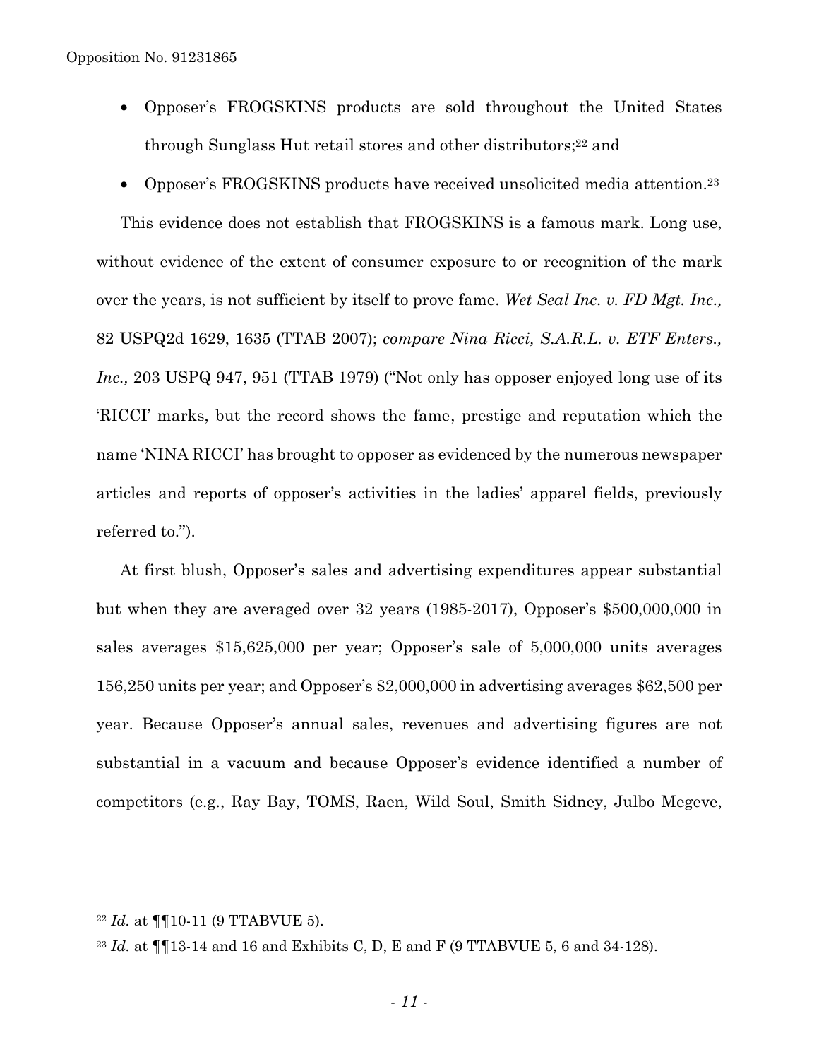- Opposer's FROGSKINS products are sold throughout the United States through Sunglass Hut retail stores and other distributors;[22] and
- Opposer's FROGSKINS products have received unsolicited media attention.[23]

This evidence does not establish that FROGSKINS is a famous mark. Long use, without evidence of the extent of consumer exposure to or recognition of the mark over the years, is not sufficient by itself to prove fame. *Wet Seal Inc. v. FD Mgt. Inc.,* 82 USPQ2d 1629, 1635 (TTAB 2007); *compare Nina Ricci, S.A.R.L. v. ETF Enters., Inc.,* 203 USPQ 947, 951 (TTAB 1979) ("Not only has opposer enjoyed long use of its 'RICCI' marks, but the record shows the fame, prestige and reputation which the name 'NINA RICCI' has brought to opposer as evidenced by the numerous newspaper articles and reports of opposer's activities in the ladies' apparel fields, previously referred to.").

At first blush, Opposer's sales and advertising expenditures appear substantial but when they are averaged over 32 years (1985-2017), Opposer's $500,000,000 in sales averages $15,625,000 per year; Opposer's sale of 5,000,000 units averages 156,250 units per year; and Opposer's $2,000,000 in advertising averages $62,500 per year. Because Opposer's annual sales, revenues and advertising figures are not substantial in a vacuum and because Opposer's evidence identified a number of competitors (e.g., Ray Bay, TOMS, Raen, Wild Soul, Smith Sidney, Julbo Megeve,

---

[22] *Id.* at ¶¶10-11 (9 TTABVUE 5).

[23] *Id.* at ¶¶13-14 and 16 and Exhibits C, D, E and F (9 TTABVUE 5, 6 and 34-128).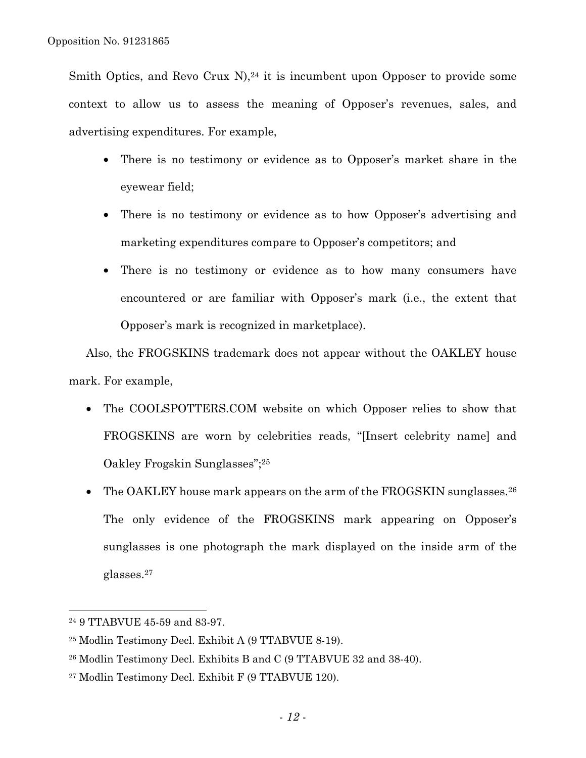Smith Optics, and Revo Crux N),[24] it is incumbent upon Opposer to provide some context to allow us to assess the meaning of Opposer's revenues, sales, and advertising expenditures. For example,

- There is no testimony or evidence as to Opposer's market share in the eyewear field;
- There is no testimony or evidence as to how Opposer's advertising and marketing expenditures compare to Opposer's competitors; and
- There is no testimony or evidence as to how many consumers have encountered or are familiar with Opposer's mark (i.e., the extent that Opposer's mark is recognized in marketplace).

Also, the FROGSKINS trademark does not appear without the OAKLEY house mark. For example,

- The COOLSPOTTERS.COM website on which Opposer relies to show that FROGSKINS are worn by celebrities reads, "[Insert celebrity name] and Oakley Frogskin Sunglasses";[25]
- The OAKLEY house mark appears on the arm of the FROGSKIN sunglasses.[26] The only evidence of the FROGSKINS mark appearing on Opposer's sunglasses is one photograph the mark displayed on the inside arm of the glasses.[27]

---

[24] 9 TTABVUE 45-59 and 83-97.

[25] Modlin Testimony Decl. Exhibit A (9 TTABVUE 8-19).

[26] Modlin Testimony Decl. Exhibits B and C (9 TTABVUE 32 and 38-40).

[27] Modlin Testimony Decl. Exhibit F (9 TTABVUE 120).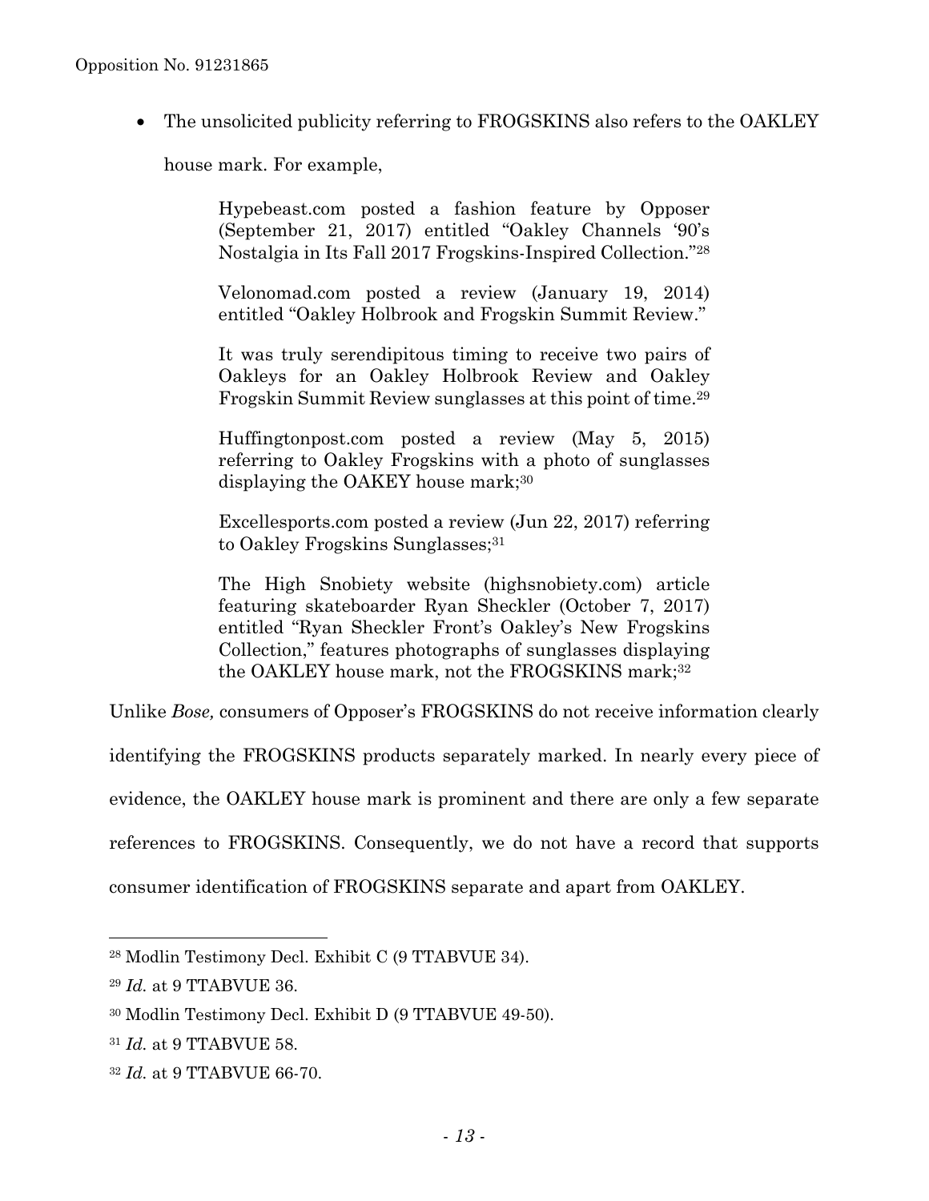- The unsolicited publicity referring to FROGSKINS also refers to the OAKLEY house mark. For example,

> Hypebeast.com posted a fashion feature by Opposer (September 21, 2017) entitled "Oakley Channels '90's Nostalgia in Its Fall 2017 Frogskins-Inspired Collection."[28]
>
> Velonomad.com posted a review (January 19, 2014) entitled "Oakley Holbrook and Frogskin Summit Review."
>
> It was truly serendipitous timing to receive two pairs of Oakleys for an Oakley Holbrook Review and Oakley Frogskin Summit Review sunglasses at this point of time.[29]
>
> Huffingtonpost.com posted a review (May 5, 2015) referring to Oakley Frogskins with a photo of sunglasses displaying the OAKEY house mark;[30]
>
> Excellesports.com posted a review (Jun 22, 2017) referring to Oakley Frogskins Sunglasses;[31]
>
> The High Snobiety website (highsnobiety.com) article featuring skateboarder Ryan Sheckler (October 7, 2017) entitled "Ryan Sheckler Front's Oakley's New Frogskins Collection," features photographs of sunglasses displaying the OAKLEY house mark, not the FROGSKINS mark;[32]

Unlike *Bose,* consumers of Opposer's FROGSKINS do not receive information clearly identifying the FROGSKINS products separately marked. In nearly every piece of evidence, the OAKLEY house mark is prominent and there are only a few separate references to FROGSKINS. Consequently, we do not have a record that supports consumer identification of FROGSKINS separate and apart from OAKLEY.

---

[28] Modlin Testimony Decl. Exhibit C (9 TTABVUE 34).

[29] *Id.* at 9 TTABVUE 36.

[30] Modlin Testimony Decl. Exhibit D (9 TTABVUE 49-50).

[31] *Id.* at 9 TTABVUE 58.

[32] *Id.* at 9 TTABVUE 66-70.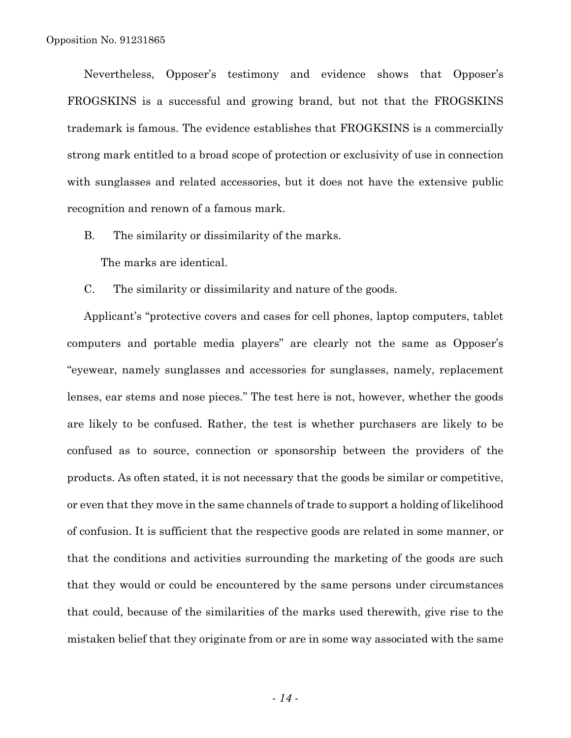Nevertheless, Opposer's testimony and evidence shows that Opposer's FROGSKINS is a successful and growing brand, but not that the FROGSKINS trademark is famous. The evidence establishes that FROGKSINS is a commercially strong mark entitled to a broad scope of protection or exclusivity of use in connection with sunglasses and related accessories, but it does not have the extensive public recognition and renown of a famous mark.

B. The similarity or dissimilarity of the marks.

The marks are identical.

C. The similarity or dissimilarity and nature of the goods.

Applicant's "protective covers and cases for cell phones, laptop computers, tablet computers and portable media players" are clearly not the same as Opposer's "eyewear, namely sunglasses and accessories for sunglasses, namely, replacement lenses, ear stems and nose pieces." The test here is not, however, whether the goods are likely to be confused. Rather, the test is whether purchasers are likely to be confused as to source, connection or sponsorship between the providers of the products. As often stated, it is not necessary that the goods be similar or competitive, or even that they move in the same channels of trade to support a holding of likelihood of confusion. It is sufficient that the respective goods are related in some manner, or that the conditions and activities surrounding the marketing of the goods are such that they would or could be encountered by the same persons under circumstances that could, because of the similarities of the marks used therewith, give rise to the mistaken belief that they originate from or are in some way associated with the same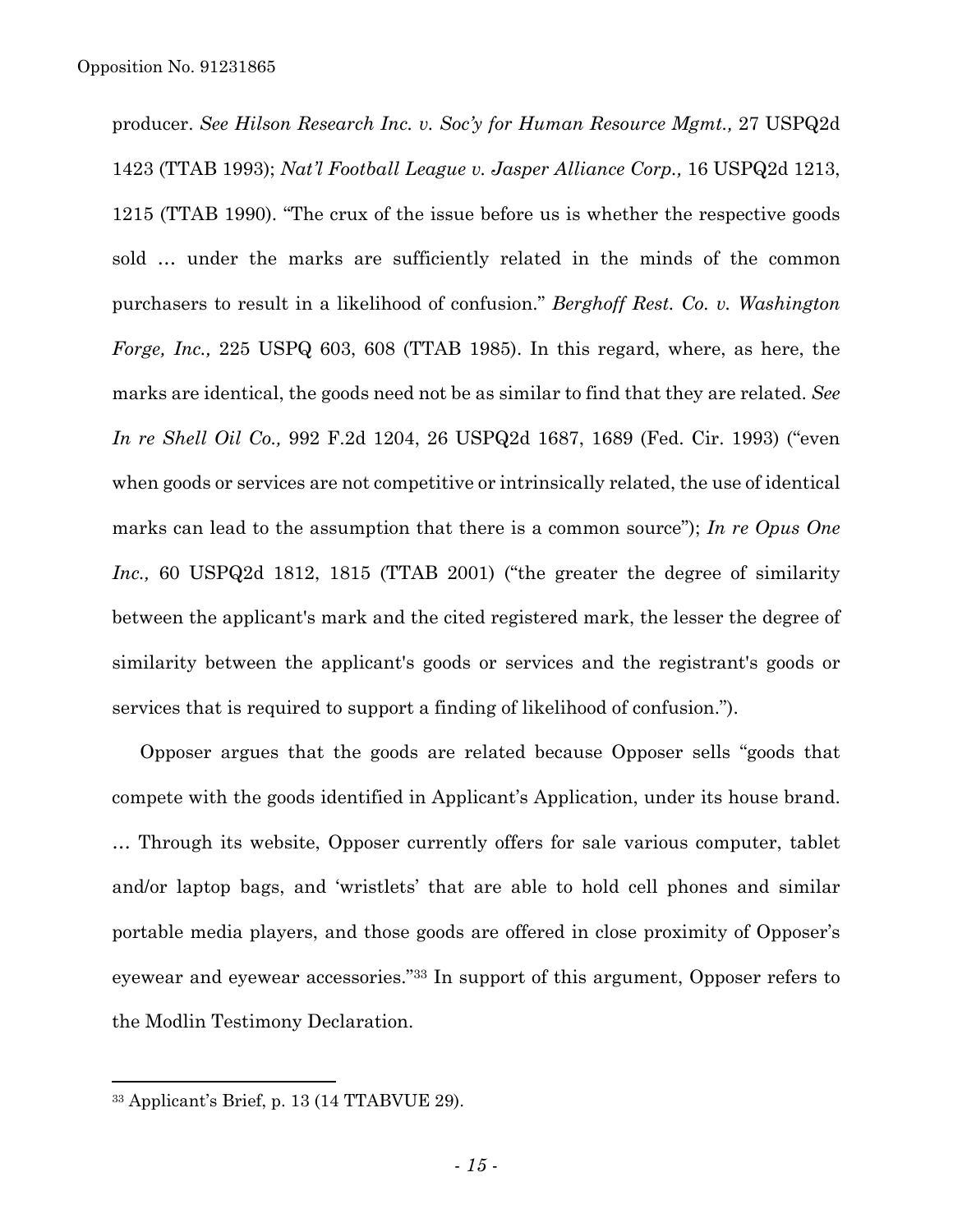producer. *See Hilson Research Inc. v. Soc'y for Human Resource Mgmt.,* 27 USPQ2d 1423 (TTAB 1993); *Nat'l Football League v. Jasper Alliance Corp.,* 16 USPQ2d 1213, 1215 (TTAB 1990). "The crux of the issue before us is whether the respective goods sold … under the marks are sufficiently related in the minds of the common purchasers to result in a likelihood of confusion." *Berghoff Rest. Co. v. Washington Forge, Inc.,* 225 USPQ 603, 608 (TTAB 1985). In this regard, where, as here, the marks are identical, the goods need not be as similar to find that they are related. *See In re Shell Oil Co.,* 992 F.2d 1204, 26 USPQ2d 1687, 1689 (Fed. Cir. 1993) ("even when goods or services are not competitive or intrinsically related, the use of identical marks can lead to the assumption that there is a common source"); *In re Opus One Inc.,* 60 USPQ2d 1812, 1815 (TTAB 2001) ("the greater the degree of similarity between the applicant's mark and the cited registered mark, the lesser the degree of similarity between the applicant's goods or services and the registrant's goods or services that is required to support a finding of likelihood of confusion.").

Opposer argues that the goods are related because Opposer sells "goods that compete with the goods identified in Applicant's Application, under its house brand. … Through its website, Opposer currently offers for sale various computer, tablet and/or laptop bags, and 'wristlets' that are able to hold cell phones and similar portable media players, and those goods are offered in close proximity of Opposer's eyewear and eyewear accessories."[33] In support of this argument, Opposer refers to the Modlin Testimony Declaration.

---

[33] Applicant's Brief, p. 13 (14 TTABVUE 29).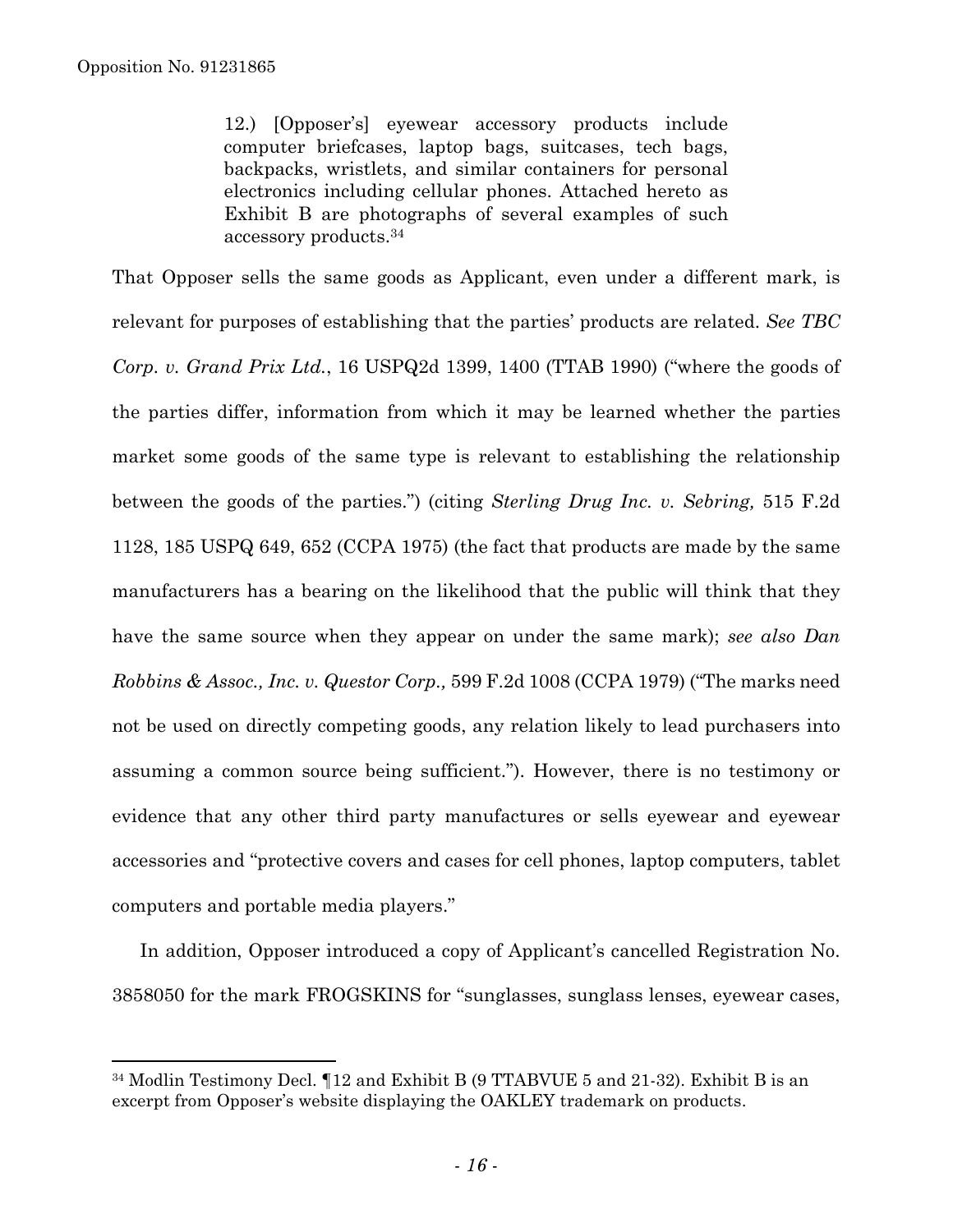> 12.) [Opposer's] eyewear accessory products include computer briefcases, laptop bags, suitcases, tech bags, backpacks, wristlets, and similar containers for personal electronics including cellular phones. Attached hereto as Exhibit B are photographs of several examples of such accessory products.[34]

That Opposer sells the same goods as Applicant, even under a different mark, is relevant for purposes of establishing that the parties' products are related. *See TBC Corp. v. Grand Prix Ltd.*, 16 USPQ2d 1399, 1400 (TTAB 1990) ("where the goods of the parties differ, information from which it may be learned whether the parties market some goods of the same type is relevant to establishing the relationship between the goods of the parties.") (citing *Sterling Drug Inc. v. Sebring,* 515 F.2d 1128, 185 USPQ 649, 652 (CCPA 1975) (the fact that products are made by the same manufacturers has a bearing on the likelihood that the public will think that they have the same source when they appear on under the same mark); *see also Dan Robbins & Assoc., Inc. v. Questor Corp.,* 599 F.2d 1008 (CCPA 1979) ("The marks need not be used on directly competing goods, any relation likely to lead purchasers into assuming a common source being sufficient."). However, there is no testimony or evidence that any other third party manufactures or sells eyewear and eyewear accessories and "protective covers and cases for cell phones, laptop computers, tablet computers and portable media players."

In addition, Opposer introduced a copy of Applicant's cancelled Registration No. 3858050 for the mark FROGSKINS for "sunglasses, sunglass lenses, eyewear cases,

---

[34] Modlin Testimony Decl. ¶12 and Exhibit B (9 TTABVUE 5 and 21-32). Exhibit B is an excerpt from Opposer's website displaying the OAKLEY trademark on products.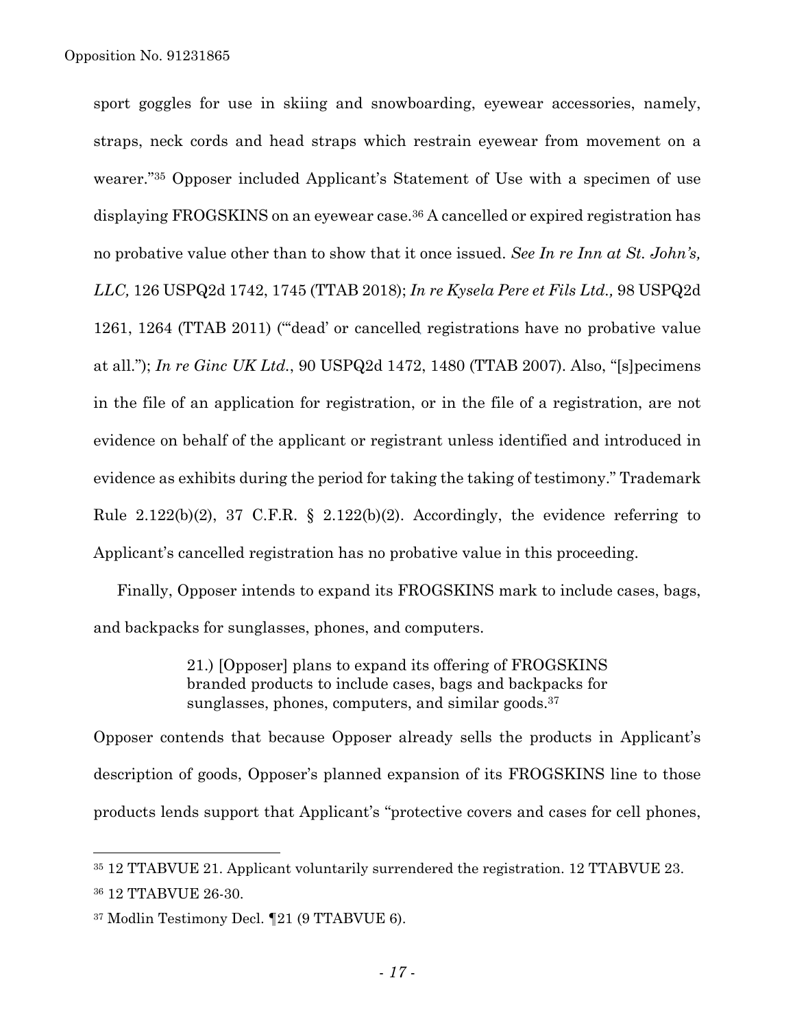sport goggles for use in skiing and snowboarding, eyewear accessories, namely, straps, neck cords and head straps which restrain eyewear from movement on a wearer."[35] Opposer included Applicant's Statement of Use with a specimen of use displaying FROGSKINS on an eyewear case.[36] A cancelled or expired registration has no probative value other than to show that it once issued. *See In re Inn at St. John's, LLC,* 126 USPQ2d 1742, 1745 (TTAB 2018); *In re Kysela Pere et Fils Ltd.,* 98 USPQ2d 1261, 1264 (TTAB 2011) ("'dead' or cancelled registrations have no probative value at all."); *In re Ginc UK Ltd.*, 90 USPQ2d 1472, 1480 (TTAB 2007). Also, "[s]pecimens in the file of an application for registration, or in the file of a registration, are not evidence on behalf of the applicant or registrant unless identified and introduced in evidence as exhibits during the period for taking the taking of testimony." Trademark Rule 2.122(b)(2), 37 C.F.R. § 2.122(b)(2). Accordingly, the evidence referring to Applicant's cancelled registration has no probative value in this proceeding.

Finally, Opposer intends to expand its FROGSKINS mark to include cases, bags, and backpacks for sunglasses, phones, and computers.

> 21.) [Opposer] plans to expand its offering of FROGSKINS branded products to include cases, bags and backpacks for sunglasses, phones, computers, and similar goods.[37]

Opposer contends that because Opposer already sells the products in Applicant's description of goods, Opposer's planned expansion of its FROGSKINS line to those products lends support that Applicant's "protective covers and cases for cell phones,

---

[35] 12 TTABVUE 21. Applicant voluntarily surrendered the registration. 12 TTABVUE 23.

[36] 12 TTABVUE 26-30.

[37] Modlin Testimony Decl. ¶21 (9 TTABVUE 6).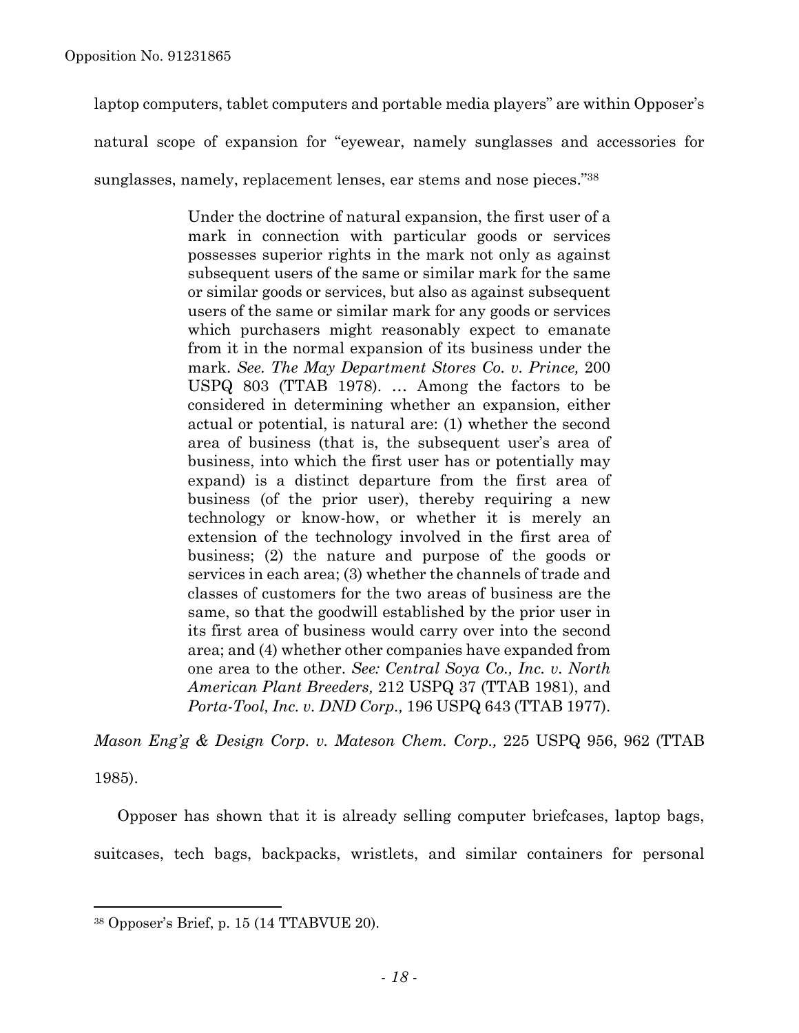laptop computers, tablet computers and portable media players" are within Opposer's natural scope of expansion for "eyewear, namely sunglasses and accessories for sunglasses, namely, replacement lenses, ear stems and nose pieces."[38]

> Under the doctrine of natural expansion, the first user of a mark in connection with particular goods or services possesses superior rights in the mark not only as against subsequent users of the same or similar mark for the same or similar goods or services, but also as against subsequent users of the same or similar mark for any goods or services which purchasers might reasonably expect to emanate from it in the normal expansion of its business under the mark. *See. The May Department Stores Co. v. Prince,* 200 USPQ 803 (TTAB 1978). … Among the factors to be considered in determining whether an expansion, either actual or potential, is natural are: (1) whether the second area of business (that is, the subsequent user's area of business, into which the first user has or potentially may expand) is a distinct departure from the first area of business (of the prior user), thereby requiring a new technology or know-how, or whether it is merely an extension of the technology involved in the first area of business; (2) the nature and purpose of the goods or services in each area; (3) whether the channels of trade and classes of customers for the two areas of business are the same, so that the goodwill established by the prior user in its first area of business would carry over into the second area; and (4) whether other companies have expanded from one area to the other. *See: Central Soya Co., Inc. v. North American Plant Breeders,* 212 USPQ 37 (TTAB 1981), and *Porta-Tool, Inc. v. DND Corp.,* 196 USPQ 643 (TTAB 1977).

*Mason Eng'g & Design Corp. v. Mateson Chem. Corp.,* 225 USPQ 956, 962 (TTAB 1985).

Opposer has shown that it is already selling computer briefcases, laptop bags, suitcases, tech bags, backpacks, wristlets, and similar containers for personal

---

[38] Opposer's Brief, p. 15 (14 TTABVUE 20).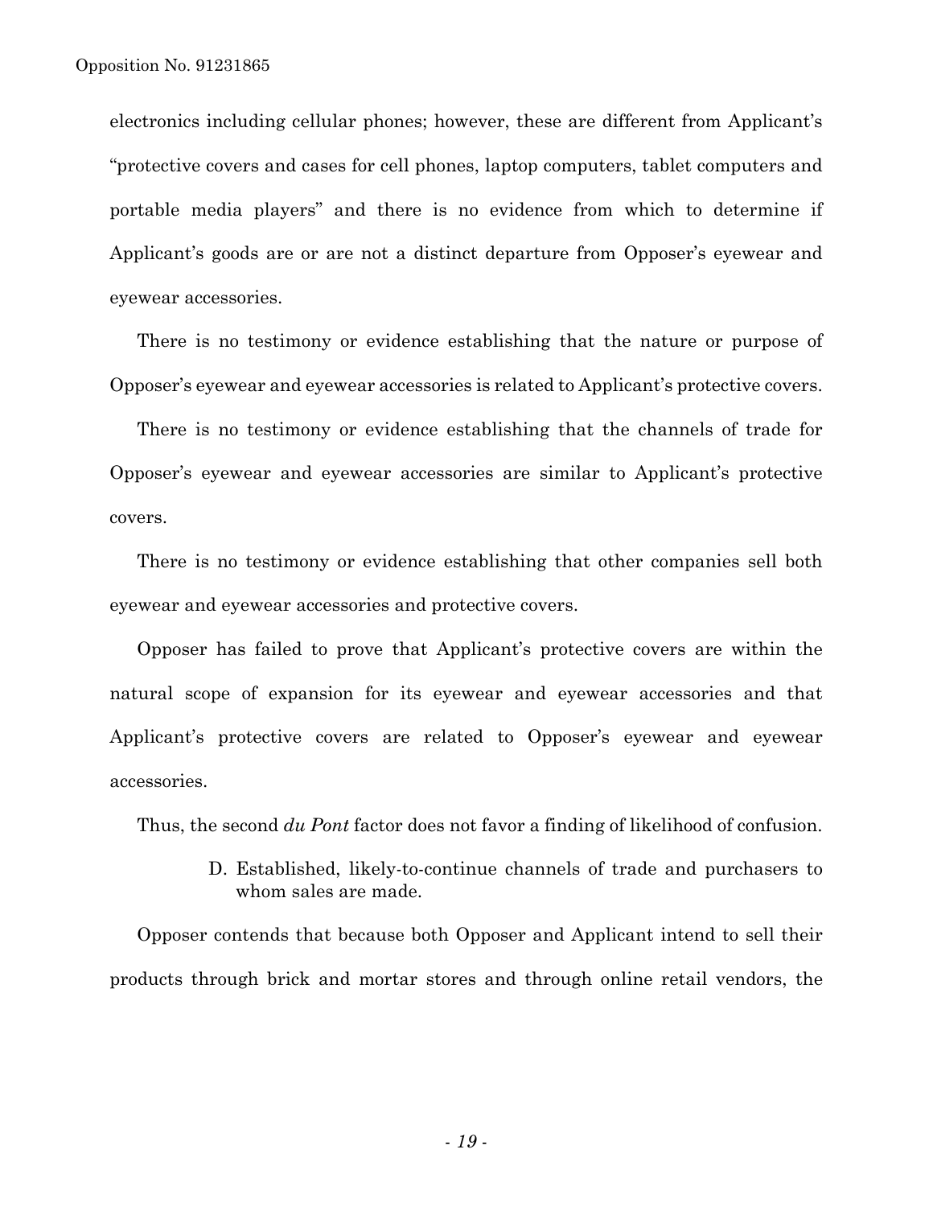electronics including cellular phones; however, these are different from Applicant's "protective covers and cases for cell phones, laptop computers, tablet computers and portable media players" and there is no evidence from which to determine if Applicant's goods are or are not a distinct departure from Opposer's eyewear and eyewear accessories.

There is no testimony or evidence establishing that the nature or purpose of Opposer's eyewear and eyewear accessories is related to Applicant's protective covers.

There is no testimony or evidence establishing that the channels of trade for Opposer's eyewear and eyewear accessories are similar to Applicant's protective covers.

There is no testimony or evidence establishing that other companies sell both eyewear and eyewear accessories and protective covers.

Opposer has failed to prove that Applicant's protective covers are within the natural scope of expansion for its eyewear and eyewear accessories and that Applicant's protective covers are related to Opposer's eyewear and eyewear accessories.

Thus, the second *du Pont* factor does not favor a finding of likelihood of confusion.

D. Established, likely-to-continue channels of trade and purchasers to whom sales are made.

Opposer contends that because both Opposer and Applicant intend to sell their products through brick and mortar stores and through online retail vendors, the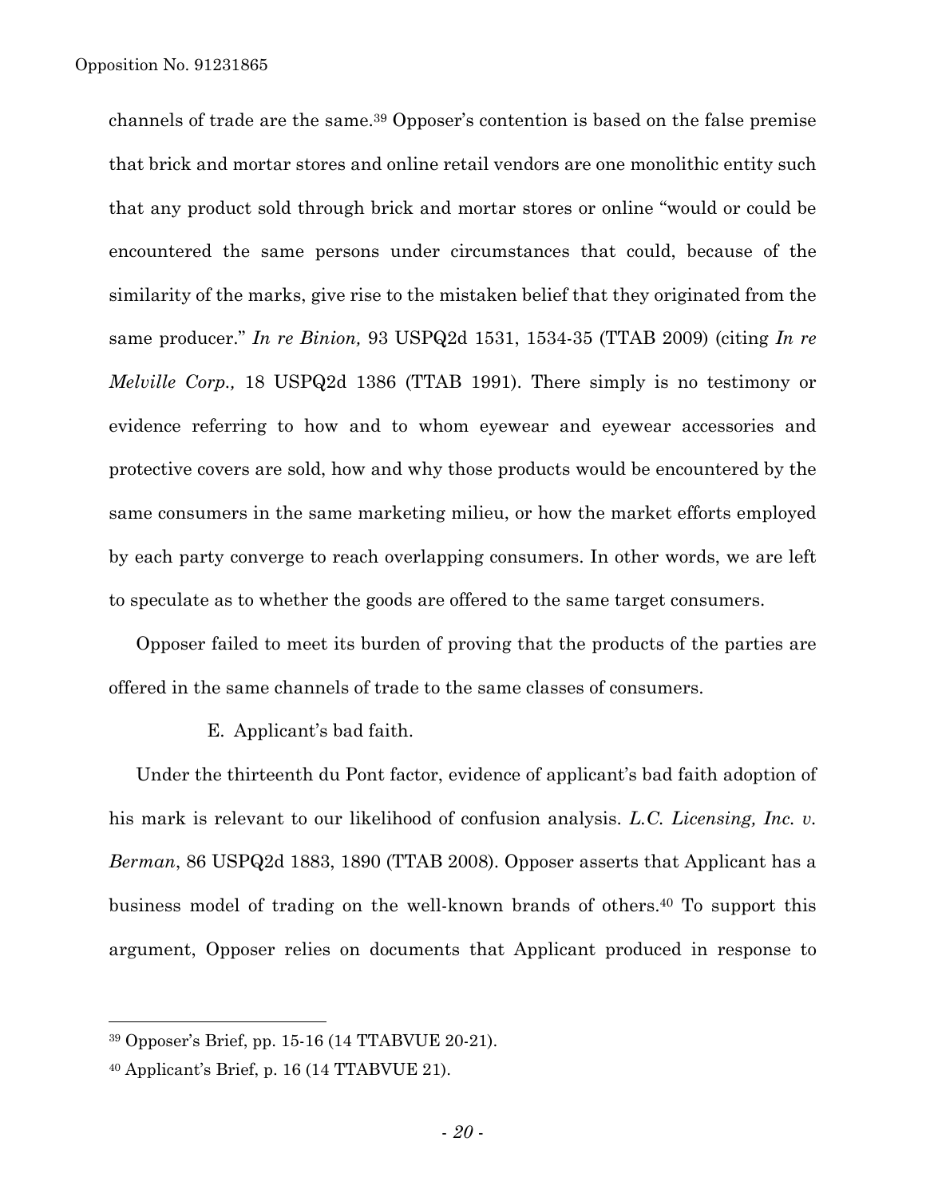channels of trade are the same.[39] Opposer's contention is based on the false premise that brick and mortar stores and online retail vendors are one monolithic entity such that any product sold through brick and mortar stores or online "would or could be encountered the same persons under circumstances that could, because of the similarity of the marks, give rise to the mistaken belief that they originated from the same producer." *In re Binion,* 93 USPQ2d 1531, 1534-35 (TTAB 2009) (citing *In re Melville Corp.,* 18 USPQ2d 1386 (TTAB 1991). There simply is no testimony or evidence referring to how and to whom eyewear and eyewear accessories and protective covers are sold, how and why those products would be encountered by the same consumers in the same marketing milieu, or how the market efforts employed by each party converge to reach overlapping consumers. In other words, we are left to speculate as to whether the goods are offered to the same target consumers.

Opposer failed to meet its burden of proving that the products of the parties are offered in the same channels of trade to the same classes of consumers.

E. Applicant's bad faith.

Under the thirteenth du Pont factor, evidence of applicant's bad faith adoption of his mark is relevant to our likelihood of confusion analysis. *L.C. Licensing, Inc. v. Berman*, 86 USPQ2d 1883, 1890 (TTAB 2008). Opposer asserts that Applicant has a business model of trading on the well-known brands of others.[40] To support this argument, Opposer relies on documents that Applicant produced in response to

---

[39] Opposer's Brief, pp. 15-16 (14 TTABVUE 20-21).

[40] Applicant's Brief, p. 16 (14 TTABVUE 21).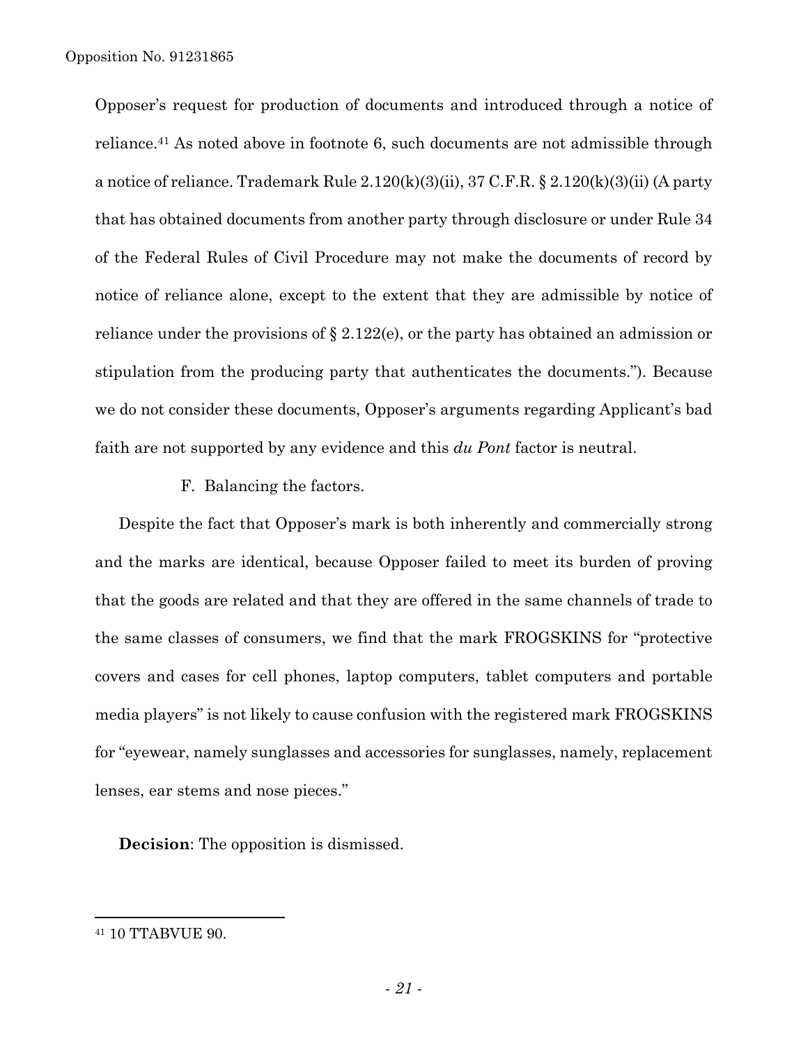Opposer's request for production of documents and introduced through a notice of reliance.[41] As noted above in footnote 6, such documents are not admissible through a notice of reliance. Trademark Rule 2.120(k)(3)(ii), 37 C.F.R. § 2.120(k)(3)(ii) (A party that has obtained documents from another party through disclosure or under Rule 34 of the Federal Rules of Civil Procedure may not make the documents of record by notice of reliance alone, except to the extent that they are admissible by notice of reliance under the provisions of § 2.122(e), or the party has obtained an admission or stipulation from the producing party that authenticates the documents."). Because we do not consider these documents, Opposer's arguments regarding Applicant's bad faith are not supported by any evidence and this *du Pont* factor is neutral.

F. Balancing the factors.

Despite the fact that Opposer's mark is both inherently and commercially strong and the marks are identical, because Opposer failed to meet its burden of proving that the goods are related and that they are offered in the same channels of trade to the same classes of consumers, we find that the mark FROGSKINS for "protective covers and cases for cell phones, laptop computers, tablet computers and portable media players" is not likely to cause confusion with the registered mark FROGSKINS for "eyewear, namely sunglasses and accessories for sunglasses, namely, replacement lenses, ear stems and nose pieces."

**Decision**: The opposition is dismissed.

---

[41] 10 TTABVUE 90.